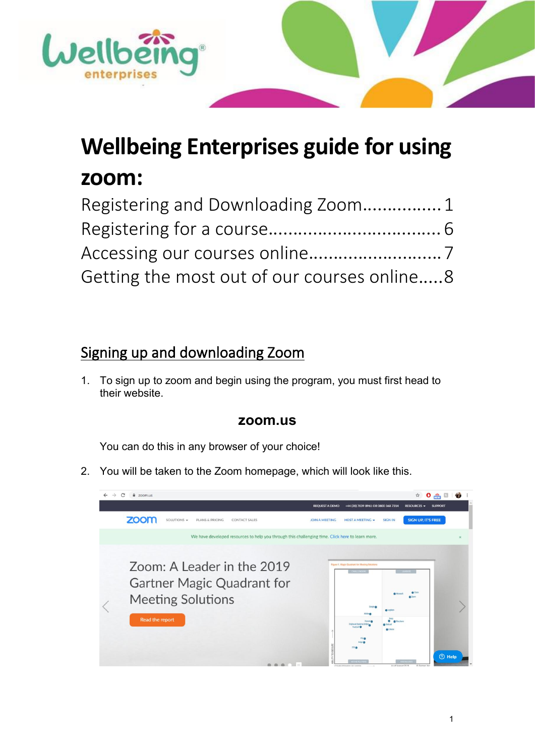# Wellbeing Enterprises guide for using zoom:

Registering and Downloading Zoom................ 1
Registering for a course.................................. 6
Accessing our courses online.......................... 7
Getting the most out of our courses online.....8

## Signing up and downloading Zoom

1. To sign up to zoom and begin using the program, you must first head to their website.

   **zoom.us**

   You can do this in any browser of your choice!

2. You will be taken to the Zoom homepage, which will look like this.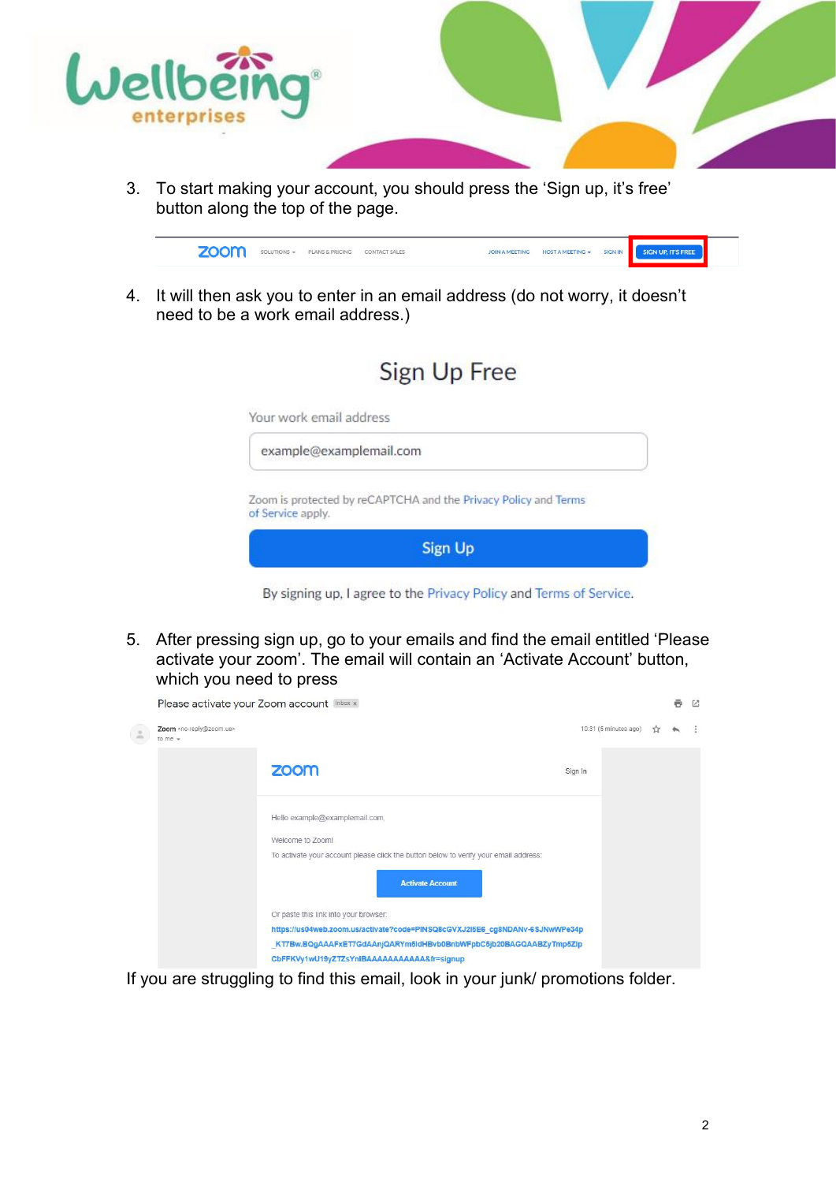3. To start making your account, you should press the ‘Sign up, it’s free’ button along the top of the page.

4. It will then ask you to enter in an email address (do not worry, it doesn’t need to be a work email address.)

5. After pressing sign up, go to your emails and find the email entitled ‘Please activate your zoom’. The email will contain an ‘Activate Account’ button, which you need to press

If you are struggling to find this email, look in your junk/ promotions folder.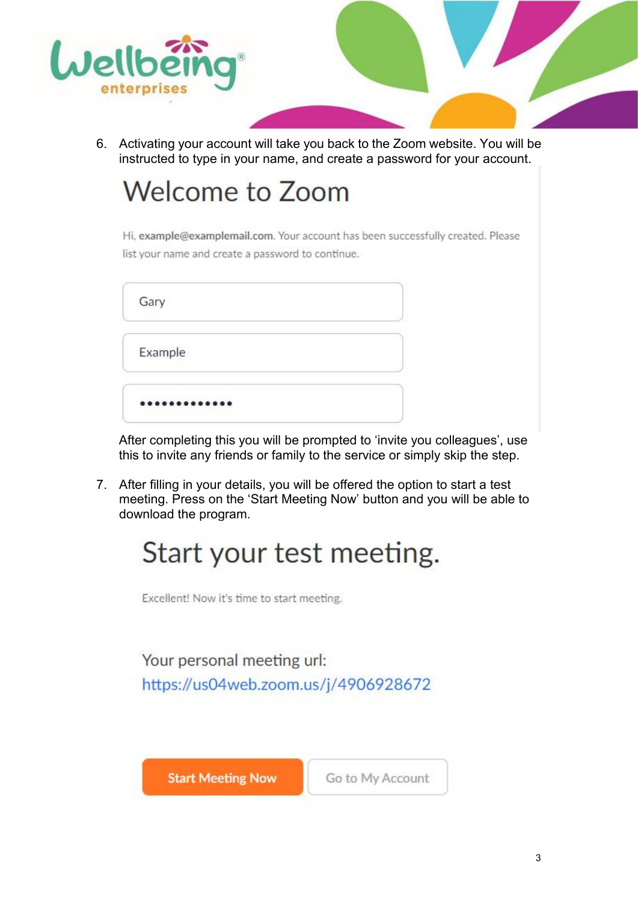6. Activating your account will take you back to the Zoom website. You will be instructed to type in your name, and create a password for your account.

# Welcome to Zoom

Hi, **example@examplemail.com**. Your account has been successfully created. Please list your name and create a password to continue.

Gary

Example

•••••••••••••

After completing this you will be prompted to 'invite you colleagues', use this to invite any friends or family to the service or simply skip the step.

7. After filling in your details, you will be offered the option to start a test meeting. Press on the 'Start Meeting Now' button and you will be able to download the program.

# Start your test meeting.

Excellent! Now it's time to start meeting.

Your personal meeting url:
https://us04web.zoom.us/j/4906928672

Start Meeting Now | Go to My Account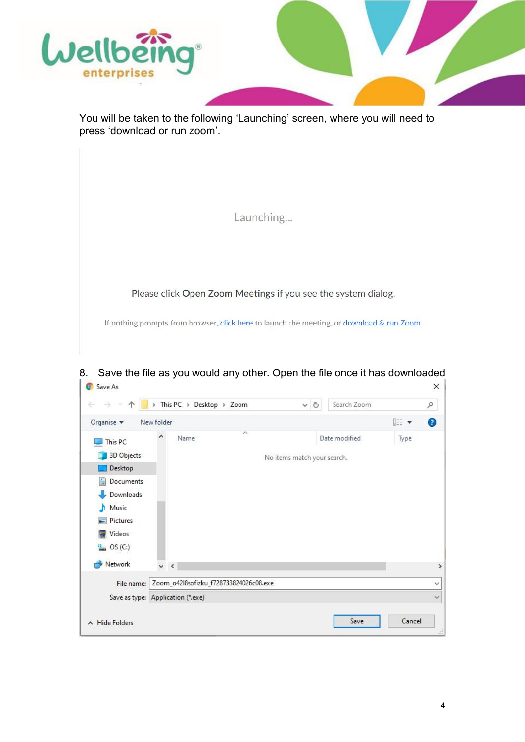You will be taken to the following 'Launching' screen, where you will need to press 'download or run zoom'.

8. Save the file as you would any other. Open the file once it has downloaded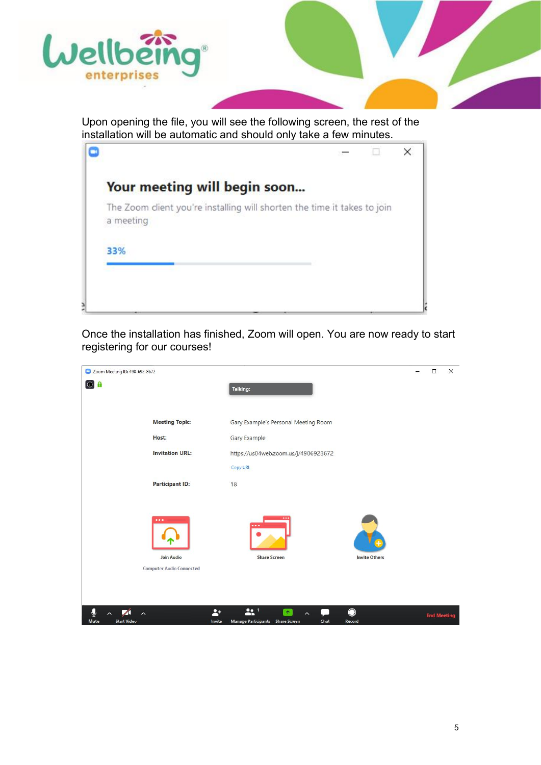Upon opening the file, you will see the following screen, the rest of the installation will be automatic and should only take a few minutes.

Once the installation has finished, Zoom will open. You are now ready to start registering for our courses!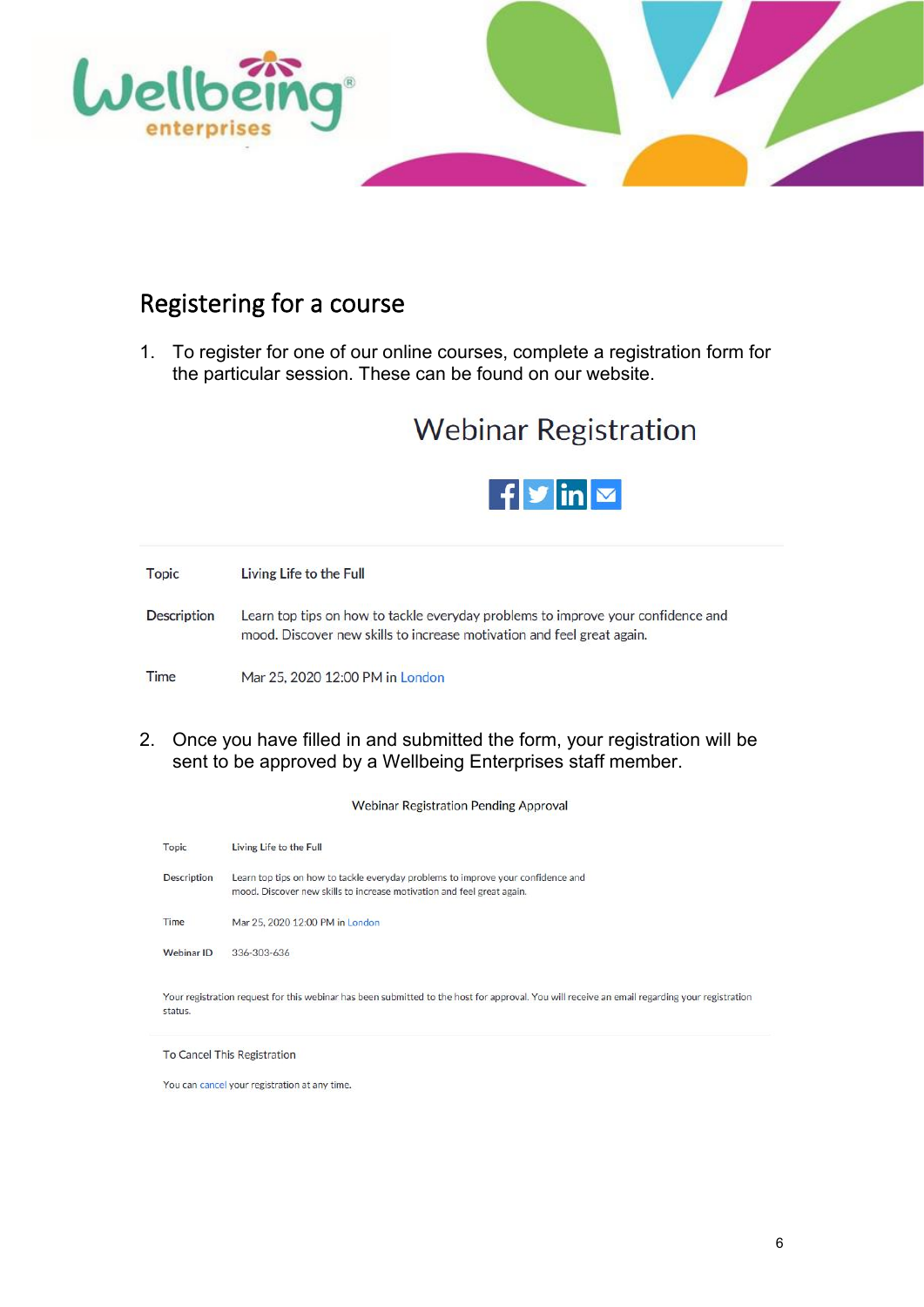## Registering for a course

1. To register for one of our online courses, complete a registration form for the particular session. These can be found on our website.

### Webinar Registration

| | |
|---|---|
| Topic | Living Life to the Full |
| Description | Learn top tips on how to tackle everyday problems to improve your confidence and mood. Discover new skills to increase motivation and feel great again. |
| Time | Mar 25, 2020 12:00 PM in London |

2. Once you have filled in and submitted the form, your registration will be sent to be approved by a Wellbeing Enterprises staff member.

Webinar Registration Pending Approval

| | |
|---|---|
| Topic | Living Life to the Full |
| Description | Learn top tips on how to tackle everyday problems to improve your confidence and mood. Discover new skills to increase motivation and feel great again. |
| Time | Mar 25, 2020 12:00 PM in London |
| Webinar ID | 336-303-636 |

Your registration request for this webinar has been submitted to the host for approval. You will receive an email regarding your registration status.

To Cancel This Registration

You can cancel your registration at any time.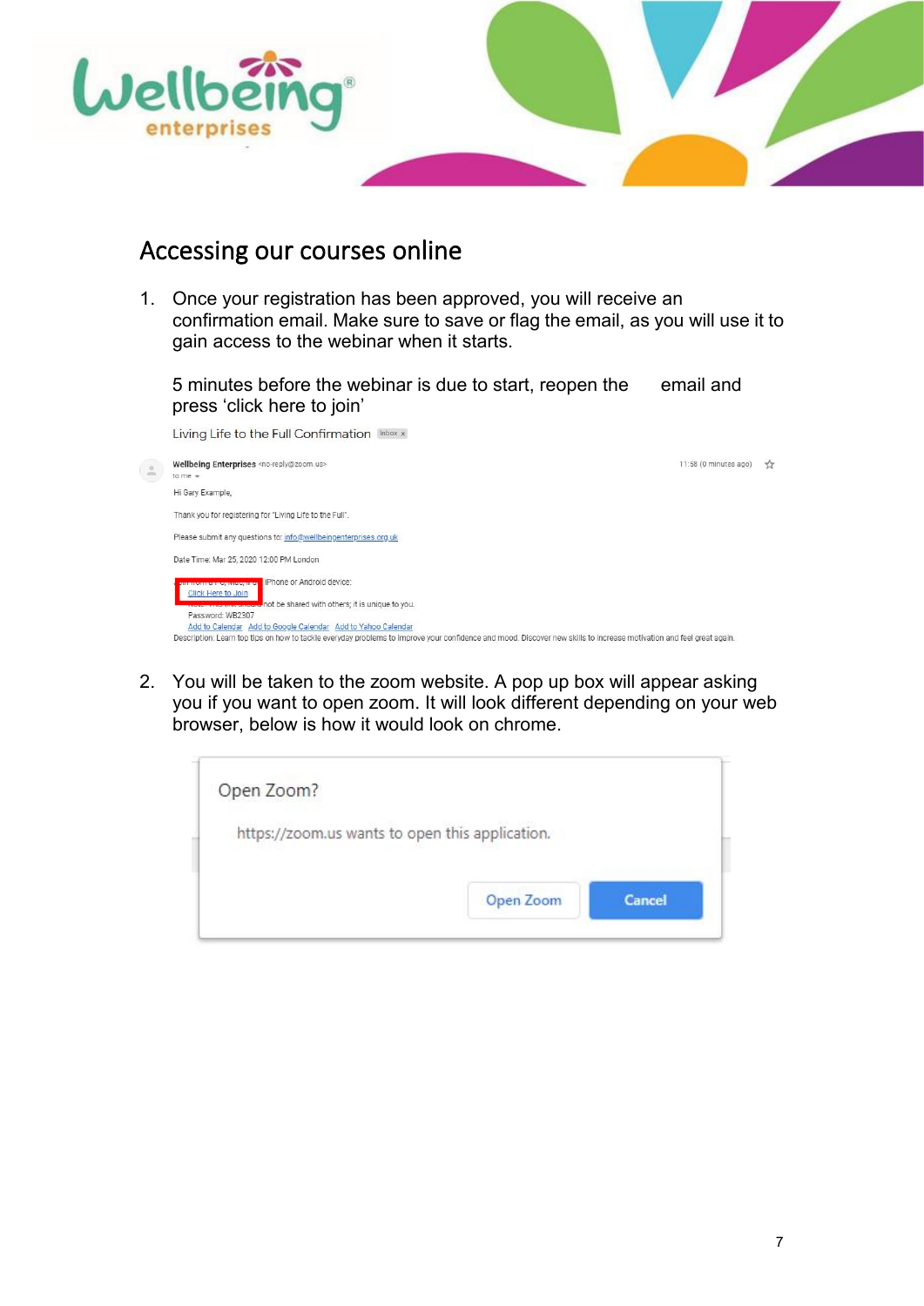# Accessing our courses online

1. Once your registration has been approved, you will receive an confirmation email. Make sure to save or flag the email, as you will use it to gain access to the webinar when it starts.

   5 minutes before the webinar is due to start, reopen the email and press 'click here to join'

   Living Life to the Full Confirmation Inbox x

   Wellbeing Enterprises <no-reply@zoom.us>
   to me
   11:56 (0 minutes ago)

   Hi Gary Example,

   Thank you for registering for "Living Life to the Full".

   Please submit any questions to: info@wellbeingenterprises.org.uk

   Date Time: Mar 25, 2020 12:00 PM London

   Join from a PC, Mac, iPad, iPhone or Android device:
   Click Here to Join
   Note: This link should not be shared with others; it is unique to you.
   Password: WB2307
   Add to Calendar Add to Google Calendar Add to Yahoo Calendar
   Description: Learn top tips on how to tackle everyday problems to improve your confidence and mood. Discover new skills to increase motivation and feel great again.

2. You will be taken to the zoom website. A pop up box will appear asking you if you want to open zoom. It will look different depending on your web browser, below is how it would look on chrome.

   Open Zoom?

   https://zoom.us wants to open this application.

   Open Zoom Cancel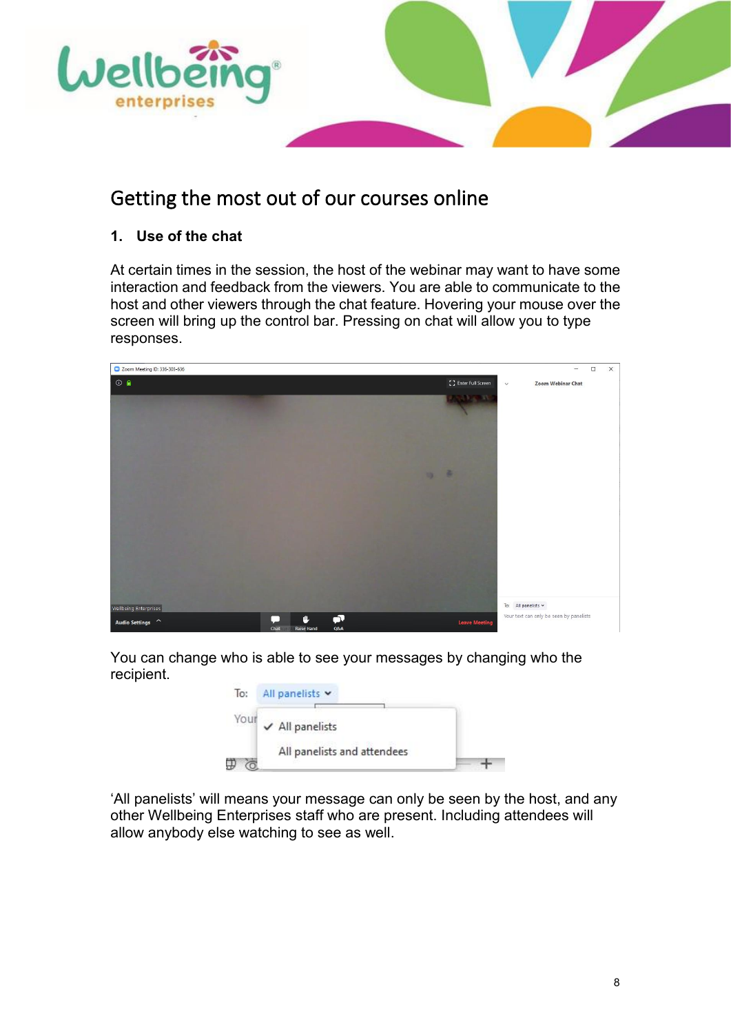# Getting the most out of our courses online

## 1. Use of the chat

At certain times in the session, the host of the webinar may want to have some interaction and feedback from the viewers. You are able to communicate to the host and other viewers through the chat feature. Hovering your mouse over the screen will bring up the control bar. Pressing on chat will allow you to type responses.

You can change who is able to see your messages by changing who the recipient.

'All panelists' will means your message can only be seen by the host, and any other Wellbeing Enterprises staff who are present. Including attendees will allow anybody else watching to see as well.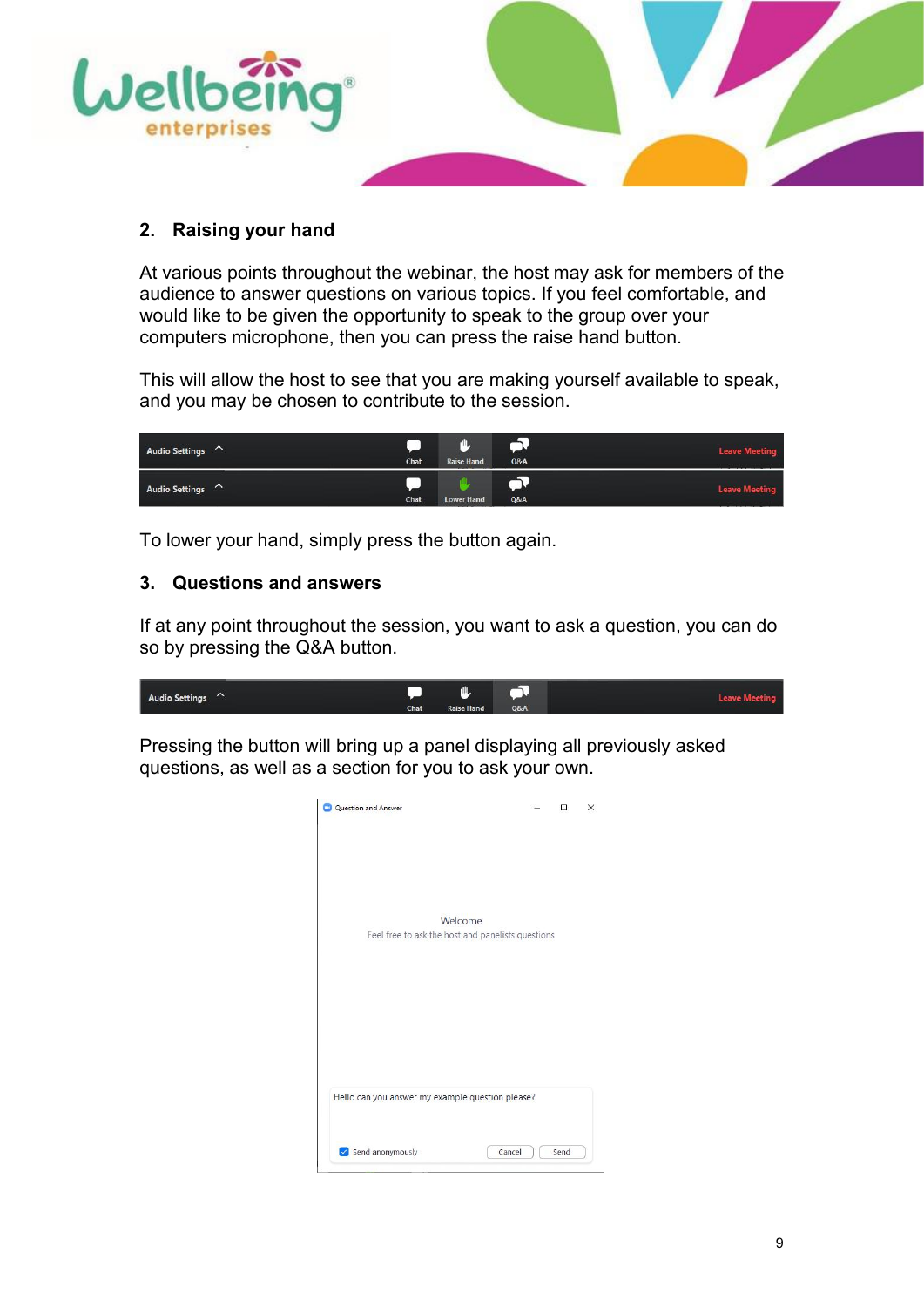## 2. Raising your hand

At various points throughout the webinar, the host may ask for members of the audience to answer questions on various topics. If you feel comfortable, and would like to be given the opportunity to speak to the group over your computers microphone, then you can press the raise hand button.

This will allow the host to see that you are making yourself available to speak, and you may be chosen to contribute to the session.

To lower your hand, simply press the button again.

## 3. Questions and answers

If at any point throughout the session, you want to ask a question, you can do so by pressing the Q&A button.

Pressing the button will bring up a panel displaying all previously asked questions, as well as a section for you to ask your own.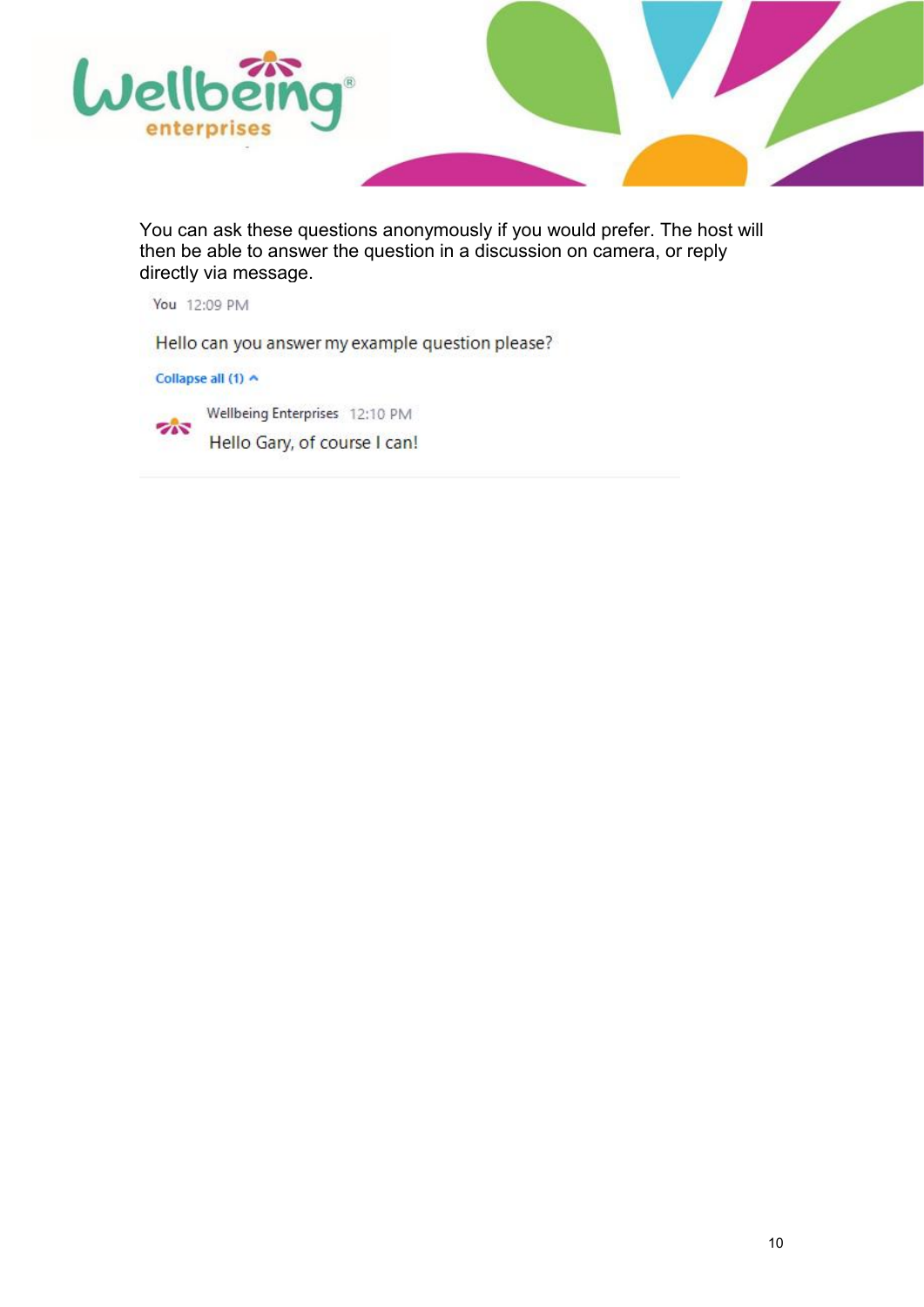You can ask these questions anonymously if you would prefer. The host will then be able to answer the question in a discussion on camera, or reply directly via message.

You 12:09 PM

Hello can you answer my example question please?

Collapse all (1)

Wellbeing Enterprises 12:10 PM

Hello Gary, of course I can!